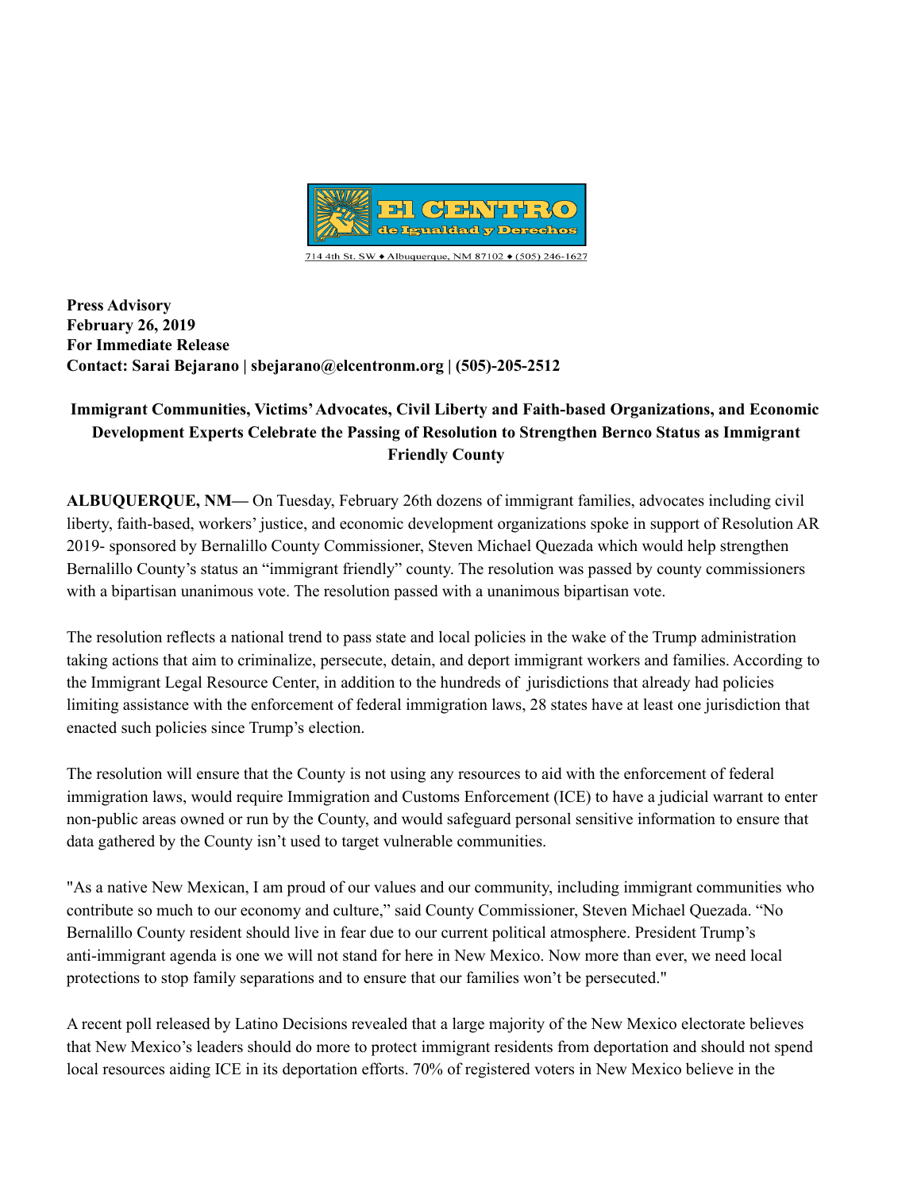El CENTRO de Igualdad y Derechos

714 4th St. SW ♦ Albuquerque, NM 87102 ♦ (505) 246-1627

**Press Advisory**
**February 26, 2019**
**For Immediate Release**
**Contact: Sarai Bejarano | sbejarano@elcentronm.org | (505)-205-2512**

**Immigrant Communities, Victims' Advocates, Civil Liberty and Faith-based Organizations, and Economic Development Experts Celebrate the Passing of Resolution to Strengthen Bernco Status as Immigrant Friendly County**

**ALBUQUERQUE, NM—** On Tuesday, February 26th dozens of immigrant families, advocates including civil liberty, faith-based, workers' justice, and economic development organizations spoke in support of Resolution AR 2019- sponsored by Bernalillo County Commissioner, Steven Michael Quezada which would help strengthen Bernalillo County's status an "immigrant friendly" county. The resolution was passed by county commissioners with a bipartisan unanimous vote. The resolution passed with a unanimous bipartisan vote.

The resolution reflects a national trend to pass state and local policies in the wake of the Trump administration taking actions that aim to criminalize, persecute, detain, and deport immigrant workers and families. According to the Immigrant Legal Resource Center, in addition to the hundreds of jurisdictions that already had policies limiting assistance with the enforcement of federal immigration laws, 28 states have at least one jurisdiction that enacted such policies since Trump's election.

The resolution will ensure that the County is not using any resources to aid with the enforcement of federal immigration laws, would require Immigration and Customs Enforcement (ICE) to have a judicial warrant to enter non-public areas owned or run by the County, and would safeguard personal sensitive information to ensure that data gathered by the County isn't used to target vulnerable communities.

"As a native New Mexican, I am proud of our values and our community, including immigrant communities who contribute so much to our economy and culture," said County Commissioner, Steven Michael Quezada. "No Bernalillo County resident should live in fear due to our current political atmosphere. President Trump's anti-immigrant agenda is one we will not stand for here in New Mexico. Now more than ever, we need local protections to stop family separations and to ensure that our families won't be persecuted."

A recent poll released by Latino Decisions revealed that a large majority of the New Mexico electorate believes that New Mexico's leaders should do more to protect immigrant residents from deportation and should not spend local resources aiding ICE in its deportation efforts. 70% of registered voters in New Mexico believe in the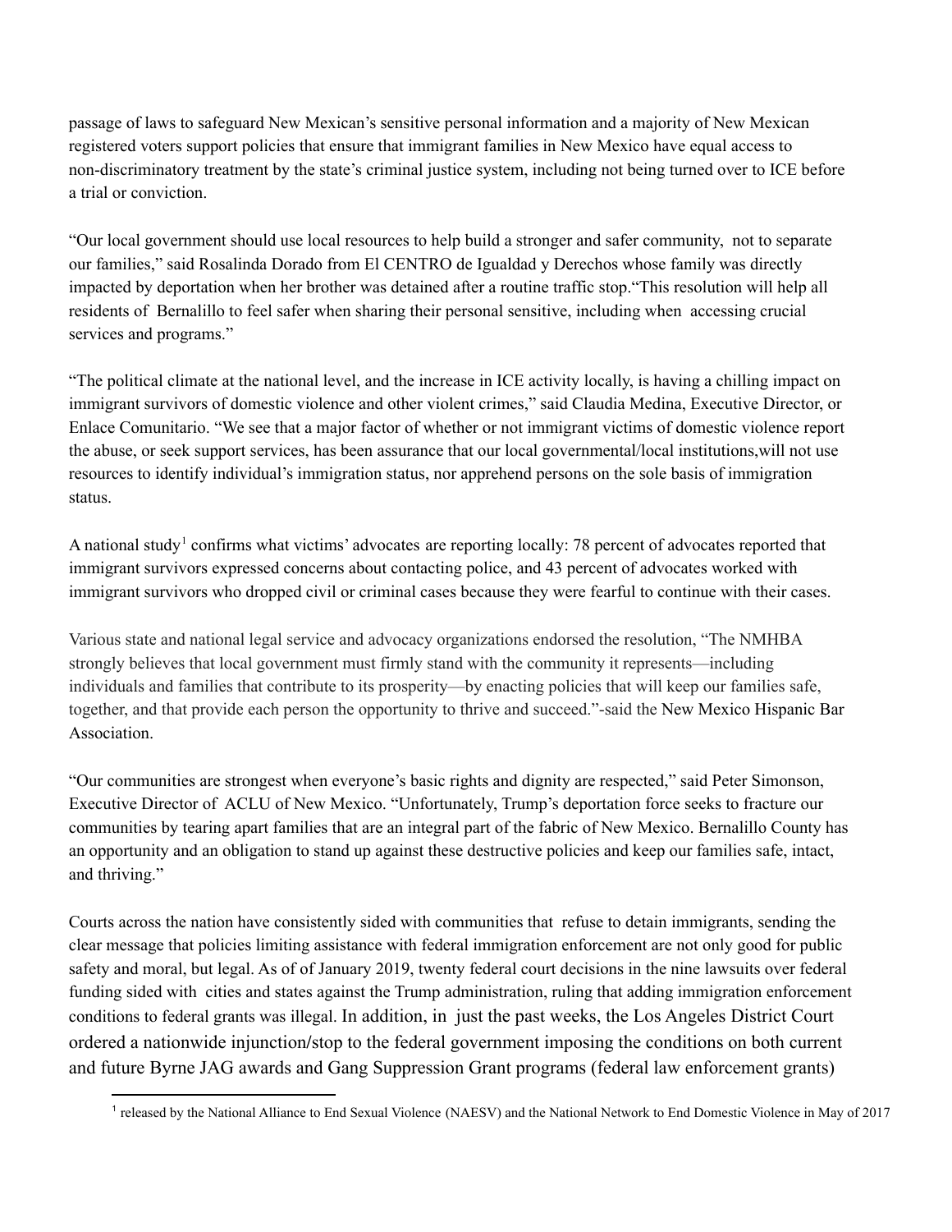passage of laws to safeguard New Mexican's sensitive personal information and a majority of New Mexican registered voters support policies that ensure that immigrant families in New Mexico have equal access to non-discriminatory treatment by the state's criminal justice system, including not being turned over to ICE before a trial or conviction.

"Our local government should use local resources to help build a stronger and safer community, not to separate our families," said Rosalinda Dorado from El CENTRO de Igualdad y Derechos whose family was directly impacted by deportation when her brother was detained after a routine traffic stop."This resolution will help all residents of Bernalillo to feel safer when sharing their personal sensitive, including when accessing crucial services and programs."

"The political climate at the national level, and the increase in ICE activity locally, is having a chilling impact on immigrant survivors of domestic violence and other violent crimes," said Claudia Medina, Executive Director, or Enlace Comunitario. "We see that a major factor of whether or not immigrant victims of domestic violence report the abuse, or seek support services, has been assurance that our local governmental/local institutions,will not use resources to identify individual's immigration status, nor apprehend persons on the sole basis of immigration status.

A national study[1] confirms what victims' advocates are reporting locally: 78 percent of advocates reported that immigrant survivors expressed concerns about contacting police, and 43 percent of advocates worked with immigrant survivors who dropped civil or criminal cases because they were fearful to continue with their cases.

Various state and national legal service and advocacy organizations endorsed the resolution, "The NMHBA strongly believes that local government must firmly stand with the community it represents—including individuals and families that contribute to its prosperity—by enacting policies that will keep our families safe, together, and that provide each person the opportunity to thrive and succeed."-said the New Mexico Hispanic Bar Association.

"Our communities are strongest when everyone's basic rights and dignity are respected," said Peter Simonson, Executive Director of ACLU of New Mexico. "Unfortunately, Trump's deportation force seeks to fracture our communities by tearing apart families that are an integral part of the fabric of New Mexico. Bernalillo County has an opportunity and an obligation to stand up against these destructive policies and keep our families safe, intact, and thriving."

Courts across the nation have consistently sided with communities that refuse to detain immigrants, sending the clear message that policies limiting assistance with federal immigration enforcement are not only good for public safety and moral, but legal. As of of January 2019, twenty federal court decisions in the nine lawsuits over federal funding sided with cities and states against the Trump administration, ruling that adding immigration enforcement conditions to federal grants was illegal. In addition, in just the past weeks, the Los Angeles District Court ordered a nationwide injunction/stop to the federal government imposing the conditions on both current and future Byrne JAG awards and Gang Suppression Grant programs (federal law enforcement grants)

[1] released by the National Alliance to End Sexual Violence (NAESV) and the National Network to End Domestic Violence in May of 2017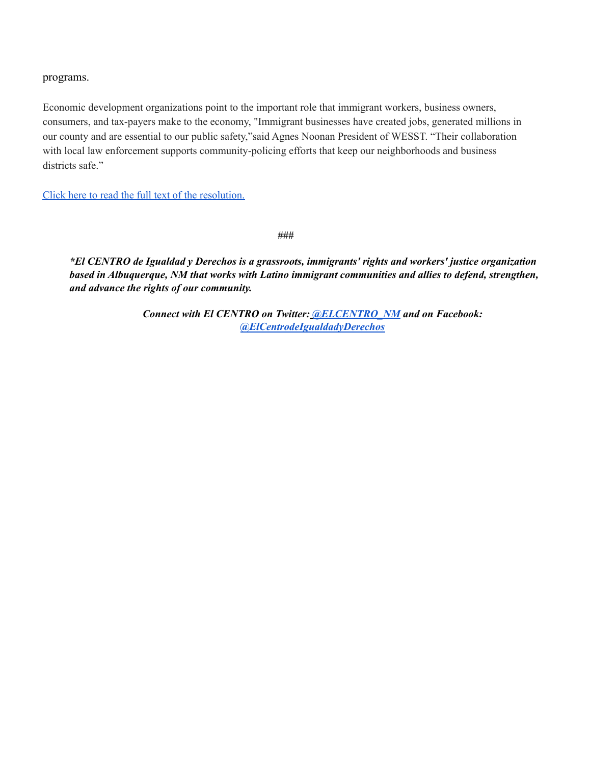programs.

Economic development organizations point to the important role that immigrant workers, business owners, consumers, and tax-payers make to the economy, "Immigrant businesses have created jobs, generated millions in our county and are essential to our public safety,"said Agnes Noonan President of WESST. "Their collaboration with local law enforcement supports community-policing efforts that keep our neighborhoods and business districts safe."

Click here to read the full text of the resolution.

###

***El CENTRO de Igualdad y Derechos is a grassroots, immigrants' rights and workers' justice organization based in Albuquerque, NM that works with Latino immigrant communities and allies to defend, strengthen, and advance the rights of our community.***

***Connect with El CENTRO on Twitter: @ELCENTRO_NM and on Facebook: @ElCentrodeIgualdadyDerechos***